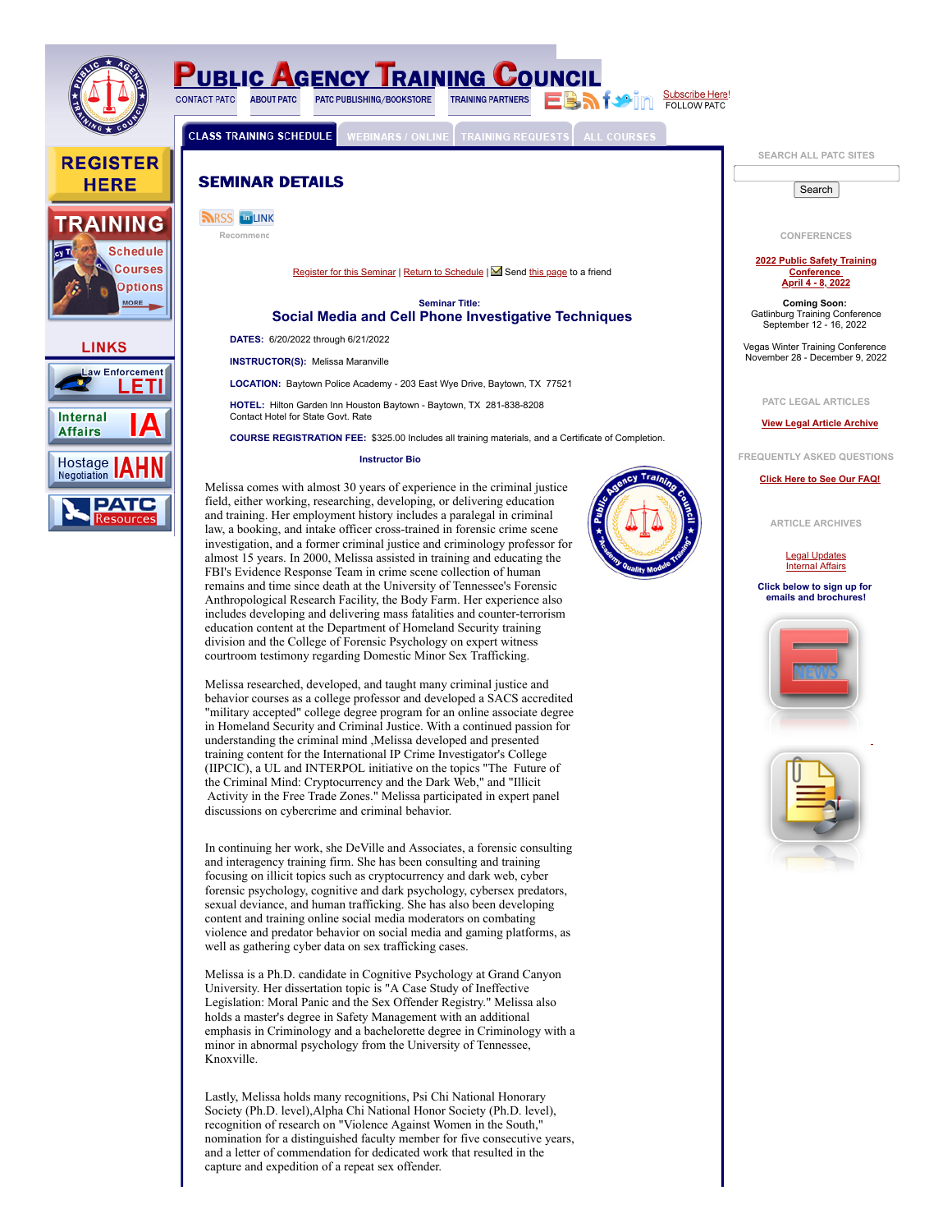# PUBLIC AGENCY TRAINING COUNCIL

CONTACT PATC | ABOUT PATC | PATC PUBLISHING/BOOKSTORE | TRAINING PARTNERS

Subscribe Here!
FOLLOW PATC

CLASS TRAINING SCHEDULE | WEBINARS / ONLINE | TRAINING REQUESTS | ALL COURSES

REGISTER HERE

TRAINING
Schedule
Courses
Options
MORE

LINKS

Law Enforcement LETI

Internal Affairs IA

Hostage Negotiation IAHN

PATC Resources

## SEMINAR DETAILS

RSS LINK

Recommend

Register for this Seminar | Return to Schedule | Send this page to a friend

**Seminar Title:**

### Social Media and Cell Phone Investigative Techniques

**DATES:** 6/20/2022 through 6/21/2022

**INSTRUCTOR(S):** Melissa Maranville

**LOCATION:** Baytown Police Academy - 203 East Wye Drive, Baytown, TX 77521

**HOTEL:** Hilton Garden Inn Houston Baytown - Baytown, TX 281-838-8208
Contact Hotel for State Govt. Rate

**COURSE REGISTRATION FEE:** $325.00 Includes all training materials, and a Certificate of Completion.

**Instructor Bio**

Melissa comes with almost 30 years of experience in the criminal justice field, either working, researching, developing, or delivering education and training. Her employment history includes a paralegal in criminal law, a booking, and intake officer cross-trained in forensic crime scene investigation, and a former criminal justice and criminology professor for almost 15 years. In 2000, Melissa assisted in training and educating the FBI's Evidence Response Team in crime scene collection of human remains and time since death at the University of Tennessee's Forensic Anthropological Research Facility, the Body Farm. Her experience also includes developing and delivering mass fatalities and counter-terrorism education content at the Department of Homeland Security training division and the College of Forensic Psychology on expert witness courtroom testimony regarding Domestic Minor Sex Trafficking.

Melissa researched, developed, and taught many criminal justice and behavior courses as a college professor and developed a SACS accredited "military accepted" college degree program for an online associate degree in Homeland Security and Criminal Justice. With a continued passion for understanding the criminal mind ,Melissa developed and presented training content for the International IP Crime Investigator's College (IIPCIC), a UL and INTERPOL initiative on the topics "The Future of the Criminal Mind: Cryptocurrency and the Dark Web," and "Illicit Activity in the Free Trade Zones." Melissa participated in expert panel discussions on cybercrime and criminal behavior.

In continuing her work, she DeVille and Associates, a forensic consulting and interagency training firm. She has been consulting and training focusing on illicit topics such as cryptocurrency and dark web, cyber forensic psychology, cognitive and dark psychology, cybersex predators, sexual deviance, and human trafficking. She has also been developing content and training online social media moderators on combating violence and predator behavior on social media and gaming platforms, as well as gathering cyber data on sex trafficking cases.

Melissa is a Ph.D. candidate in Cognitive Psychology at Grand Canyon University. Her dissertation topic is "A Case Study of Ineffective Legislation: Moral Panic and the Sex Offender Registry." Melissa also holds a master's degree in Safety Management with an additional emphasis in Criminology and a bachelorette degree in Criminology with a minor in abnormal psychology from the University of Tennessee, Knoxville.

Lastly, Melissa holds many recognitions, Psi Chi National Honorary Society (Ph.D. level),Alpha Chi National Honor Society (Ph.D. level), recognition of research on "Violence Against Women in the South," nomination for a distinguished faculty member for five consecutive years, and a letter of commendation for dedicated work that resulted in the capture and expedition of a repeat sex offender.

SEARCH ALL PATC SITES

Search

CONFERENCES

2022 Public Safety Training Conference
April 4 - 8, 2022

**Coming Soon:**
Gatlinburg Training Conference
September 12 - 16, 2022

Vegas Winter Training Conference
November 28 - December 9, 2022

PATC LEGAL ARTICLES

View Legal Article Archive

FREQUENTLY ASKED QUESTIONS

Click Here to See Our FAQ!

ARTICLE ARCHIVES

Legal Updates
Internal Affairs

**Click below to sign up for emails and brochures!**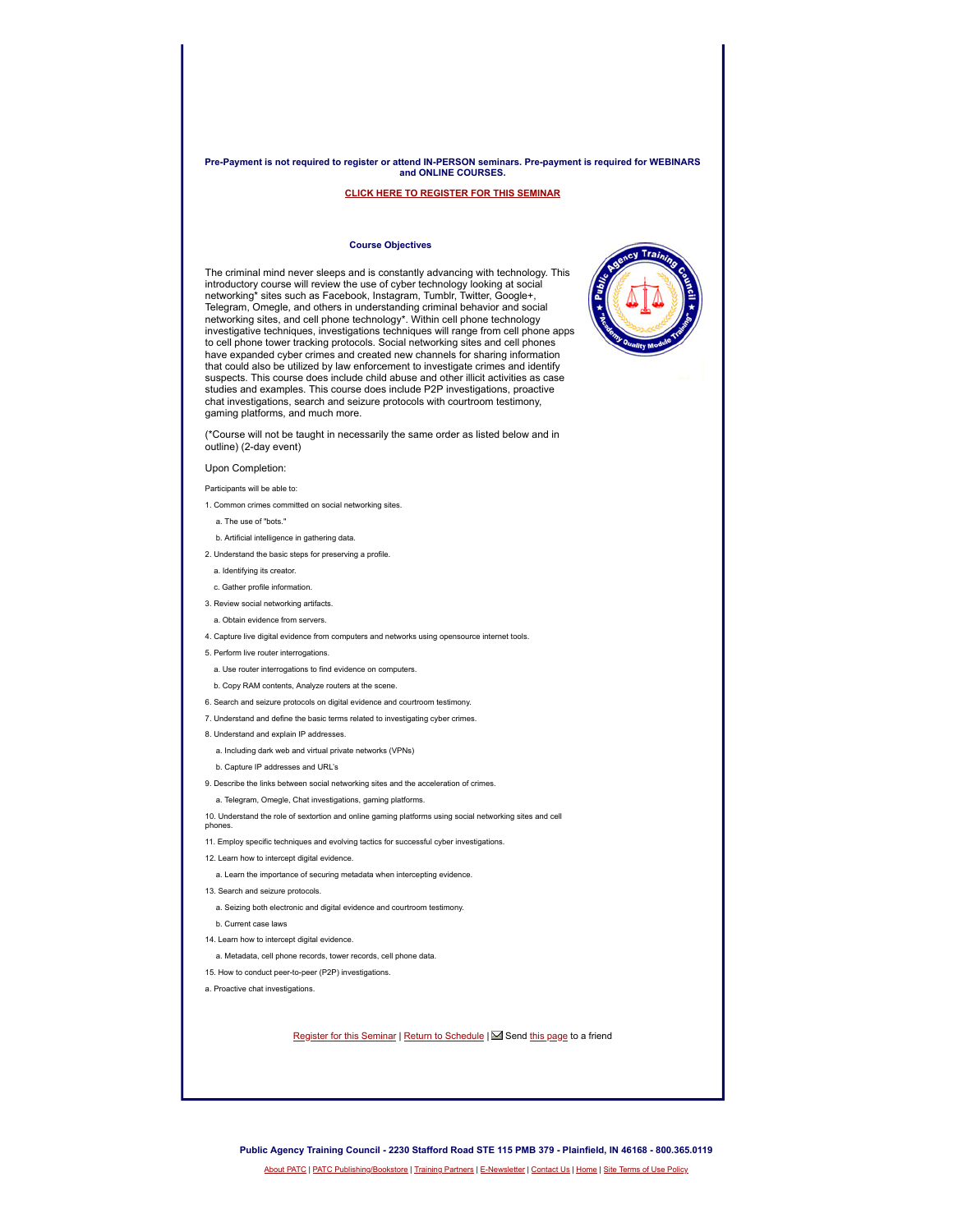**Pre-Payment is not required to register or attend IN-PERSON seminars. Pre-payment is required for WEBINARS and ONLINE COURSES.**

**CLICK HERE TO REGISTER FOR THIS SEMINAR**

### Course Objectives

The criminal mind never sleeps and is constantly advancing with technology. This introductory course will review the use of cyber technology looking at social networking* sites such as Facebook, Instagram, Tumblr, Twitter, Google+, Telegram, Omegle, and others in understanding criminal behavior and social networking sites, and cell phone technology*. Within cell phone technology investigative techniques, investigations techniques will range from cell phone apps to cell phone tower tracking protocols. Social networking sites and cell phones have expanded cyber crimes and created new channels for sharing information that could also be utilized by law enforcement to investigate crimes and identify suspects. This course does include child abuse and other illicit activities as case studies and examples. This course does include P2P investigations, proactive chat investigations, search and seizure protocols with courtroom testimony, gaming platforms, and much more.

(*Course will not be taught in necessarily the same order as listed below and in outline) (2-day event)

Upon Completion:

Participants will be able to:

1. Common crimes committed on social networking sites.
   a. The use of "bots."
   b. Artificial intelligence in gathering data.
2. Understand the basic steps for preserving a profile.
   a. Identifying its creator.
   c. Gather profile information.
3. Review social networking artifacts.
   a. Obtain evidence from servers.
4. Capture live digital evidence from computers and networks using opensource internet tools.
5. Perform live router interrogations.
   a. Use router interrogations to find evidence on computers.
   b. Copy RAM contents, Analyze routers at the scene.
6. Search and seizure protocols on digital evidence and courtroom testimony.
7. Understand and define the basic terms related to investigating cyber crimes.
8. Understand and explain IP addresses.
   a. Including dark web and virtual private networks (VPNs)
   b. Capture IP addresses and URL's
9. Describe the links between social networking sites and the acceleration of crimes.
   a. Telegram, Omegle, Chat investigations, gaming platforms.
10. Understand the role of sextortion and online gaming platforms using social networking sites and cell phones.
11. Employ specific techniques and evolving tactics for successful cyber investigations.
12. Learn how to intercept digital evidence.
    a. Learn the importance of securing metadata when intercepting evidence.
13. Search and seizure protocols.
    a. Seizing both electronic and digital evidence and courtroom testimony.
    b. Current case laws
14. Learn how to intercept digital evidence.
    a. Metadata, cell phone records, tower records, cell phone data.
15. How to conduct peer-to-peer (P2P) investigations.

a. Proactive chat investigations.

Register for this Seminar | Return to Schedule | Send this page to a friend

**Public Agency Training Council - 2230 Stafford Road STE 115 PMB 379 - Plainfield, IN 46168 - 800.365.0119**

About PATC | PATC Publishing/Bookstore | Training Partners | E-Newsletter | Contact Us | Home | Site Terms of Use Policy